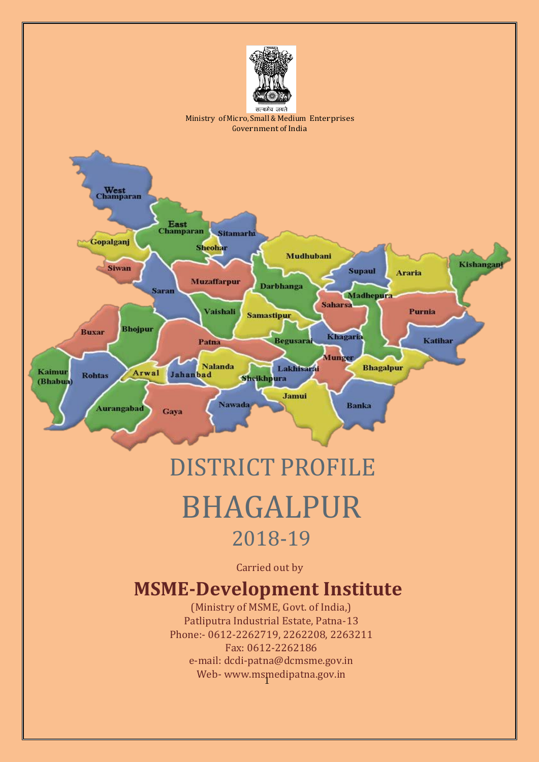सत्यमेव जयते

Ministry of Micro, Small & Medium Enterprises
Government of India

# DISTRICT PROFILE

# BHAGALPUR

## 2018-19

Carried out by

## MSME-Development Institute

(Ministry of MSME, Govt. of India,)
Patliputra Industrial Estate, Patna-13
Phone:- 0612-2262719, 2262208, 2263211
Fax: 0612-2262186
e-mail: dcdi-patna@dcmsme.gov.in
Web- www.msmedipatna.gov.in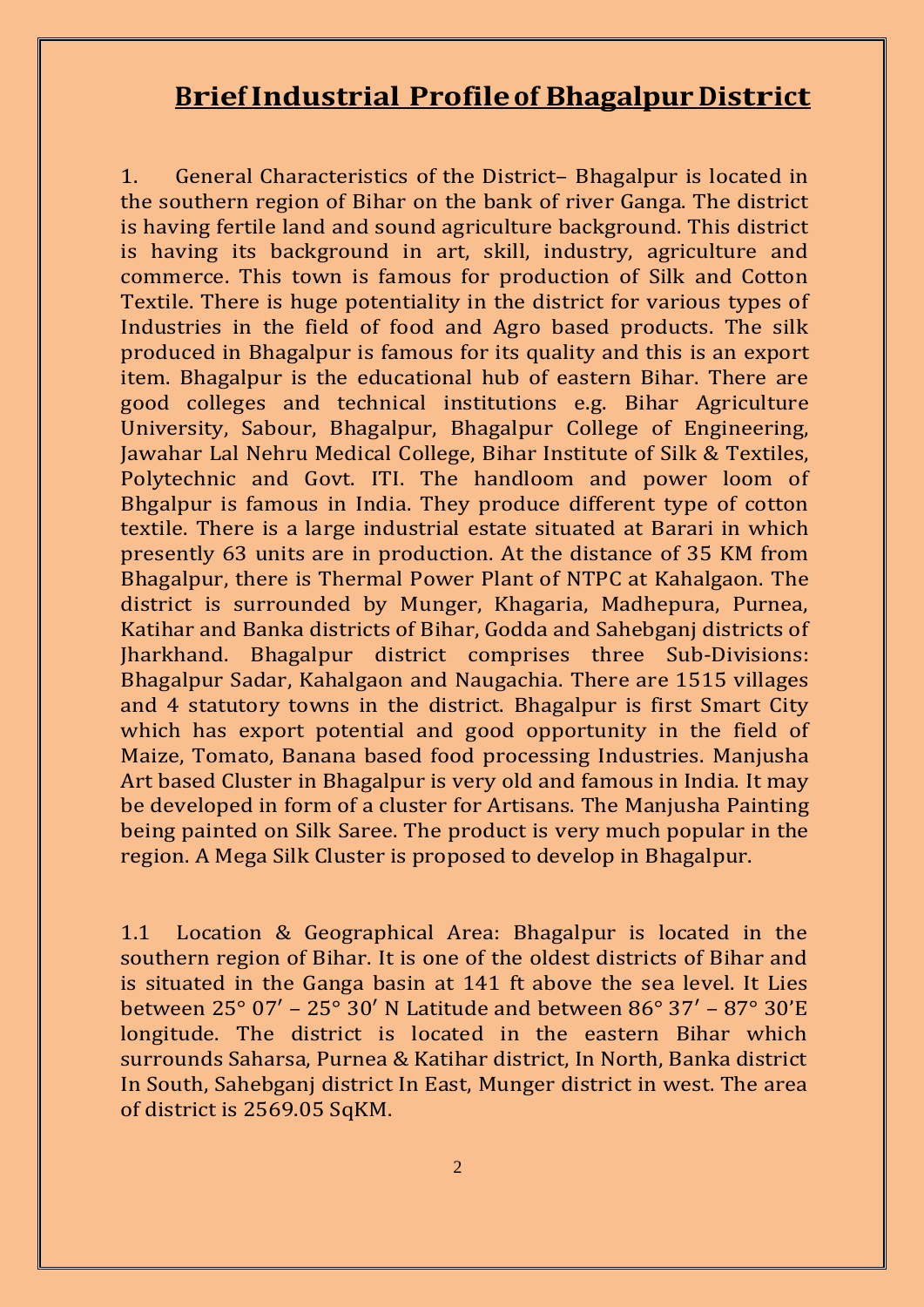# Brief Industrial Profile of Bhagalpur District

1. General Characteristics of the District– Bhagalpur is located in the southern region of Bihar on the bank of river Ganga. The district is having fertile land and sound agriculture background. This district is having its background in art, skill, industry, agriculture and commerce. This town is famous for production of Silk and Cotton Textile. There is huge potentiality in the district for various types of Industries in the field of food and Agro based products. The silk produced in Bhagalpur is famous for its quality and this is an export item. Bhagalpur is the educational hub of eastern Bihar. There are good colleges and technical institutions e.g. Bihar Agriculture University, Sabour, Bhagalpur, Bhagalpur College of Engineering, Jawahar Lal Nehru Medical College, Bihar Institute of Silk & Textiles, Polytechnic and Govt. ITI. The handloom and power loom of Bhgalpur is famous in India. They produce different type of cotton textile. There is a large industrial estate situated at Barari in which presently 63 units are in production. At the distance of 35 KM from Bhagalpur, there is Thermal Power Plant of NTPC at Kahalgaon. The district is surrounded by Munger, Khagaria, Madhepura, Purnea, Katihar and Banka districts of Bihar, Godda and Sahebganj districts of Jharkhand. Bhagalpur district comprises three Sub-Divisions: Bhagalpur Sadar, Kahalgaon and Naugachia. There are 1515 villages and 4 statutory towns in the district. Bhagalpur is first Smart City which has export potential and good opportunity in the field of Maize, Tomato, Banana based food processing Industries. Manjusha Art based Cluster in Bhagalpur is very old and famous in India. It may be developed in form of a cluster for Artisans. The Manjusha Painting being painted on Silk Saree. The product is very much popular in the region. A Mega Silk Cluster is proposed to develop in Bhagalpur.

1.1 Location & Geographical Area: Bhagalpur is located in the southern region of Bihar. It is one of the oldest districts of Bihar and is situated in the Ganga basin at 141 ft above the sea level. It Lies between 25° 07′ – 25° 30′ N Latitude and between 86° 37′ – 87° 30’E longitude. The district is located in the eastern Bihar which surrounds Saharsa, Purnea & Katihar district, In North, Banka district In South, Sahebganj district In East, Munger district in west. The area of district is 2569.05 SqKM.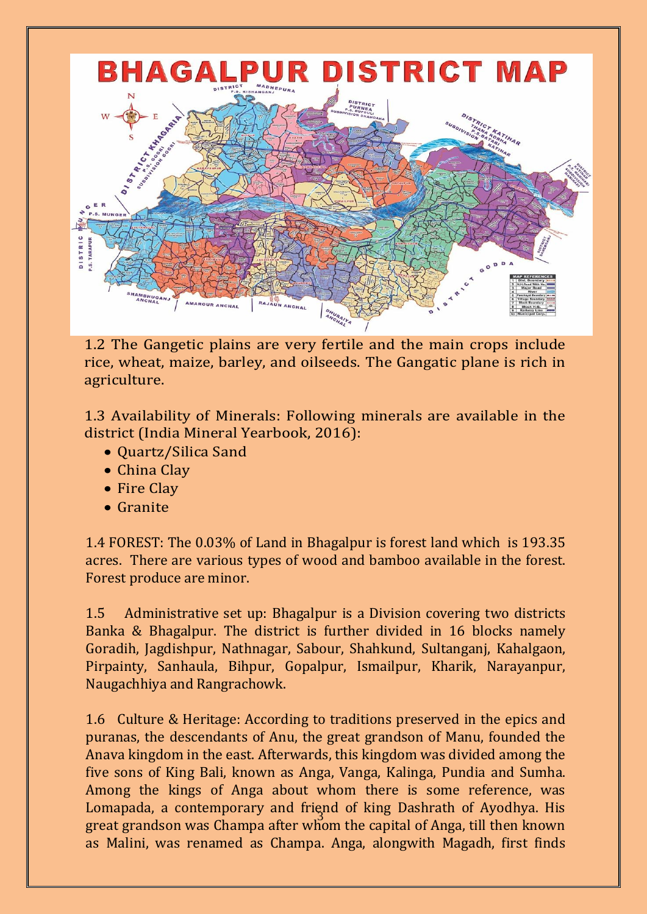1.2 The Gangetic plains are very fertile and the main crops include rice, wheat, maize, barley, and oilseeds. The Gangatic plane is rich in agriculture.

1.3 Availability of Minerals: Following minerals are available in the district (India Mineral Yearbook, 2016):

- Quartz/Silica Sand
- China Clay
- Fire Clay
- Granite

1.4 FOREST: The 0.03% of Land in Bhagalpur is forest land which is 193.35 acres. There are various types of wood and bamboo available in the forest. Forest produce are minor.

1.5 Administrative set up: Bhagalpur is a Division covering two districts Banka & Bhagalpur. The district is further divided in 16 blocks namely Goradih, Jagdishpur, Nathnagar, Sabour, Shahkund, Sultanganj, Kahalgaon, Pirpainty, Sanhaula, Bihpur, Gopalpur, Ismailpur, Kharik, Narayanpur, Naugachhiya and Rangrachowk.

1.6 Culture & Heritage: According to traditions preserved in the epics and puranas, the descendants of Anu, the great grandson of Manu, founded the Anava kingdom in the east. Afterwards, this kingdom was divided among the five sons of King Bali, known as Anga, Vanga, Kalinga, Pundia and Sumha. Among the kings of Anga about whom there is some reference, was Lomapada, a contemporary and friend of king Dashrath of Ayodhya. His great grandson was Champa after whom the capital of Anga, till then known as Malini, was renamed as Champa. Anga, alongwith Magadh, first finds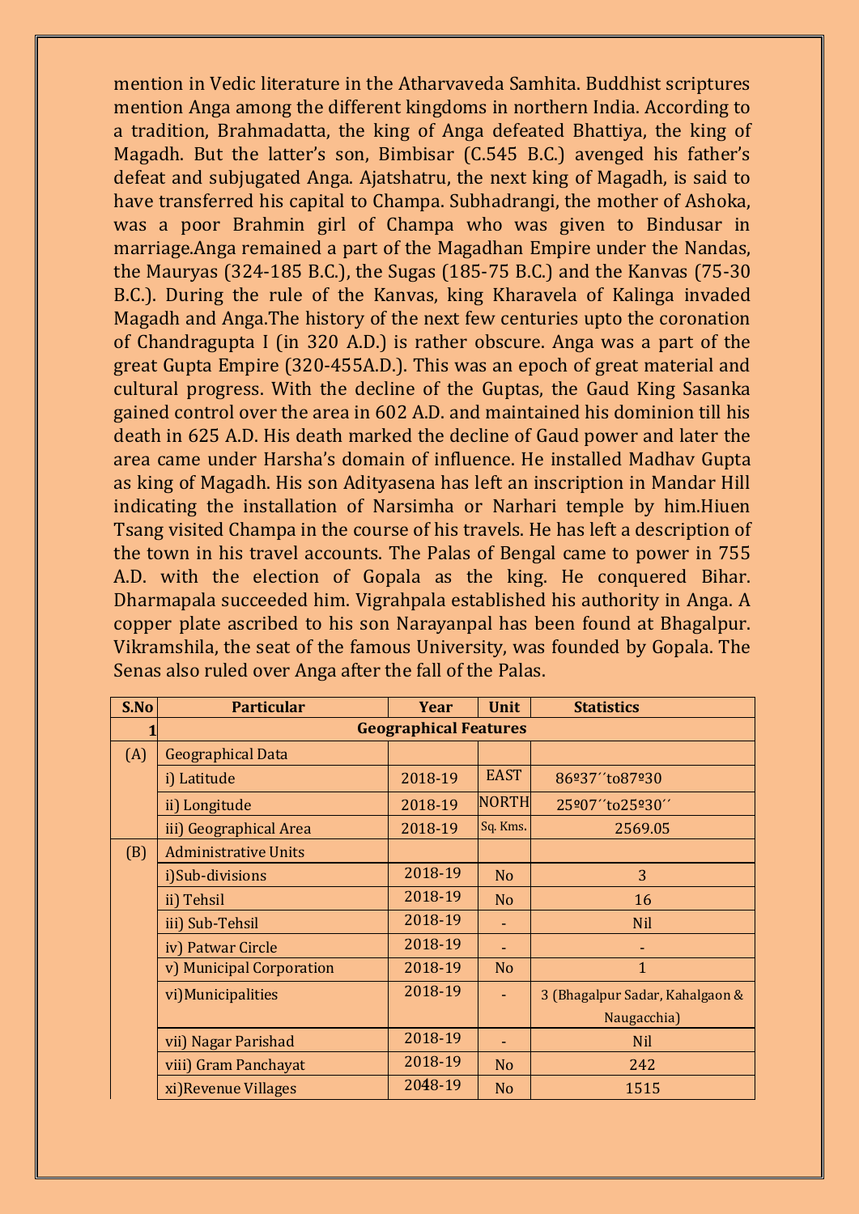mention in Vedic literature in the Atharvaveda Samhita. Buddhist scriptures mention Anga among the different kingdoms in northern India. According to a tradition, Brahmadatta, the king of Anga defeated Bhattiya, the king of Magadh. But the latter's son, Bimbisar (C.545 B.C.) avenged his father's defeat and subjugated Anga. Ajatshatru, the next king of Magadh, is said to have transferred his capital to Champa. Subhadrangi, the mother of Ashoka, was a poor Brahmin girl of Champa who was given to Bindusar in marriage.Anga remained a part of the Magadhan Empire under the Nandas, the Mauryas (324-185 B.C.), the Sugas (185-75 B.C.) and the Kanvas (75-30 B.C.). During the rule of the Kanvas, king Kharavela of Kalinga invaded Magadh and Anga.The history of the next few centuries upto the coronation of Chandragupta I (in 320 A.D.) is rather obscure. Anga was a part of the great Gupta Empire (320-455A.D.). This was an epoch of great material and cultural progress. With the decline of the Guptas, the Gaud King Sasanka gained control over the area in 602 A.D. and maintained his dominion till his death in 625 A.D. His death marked the decline of Gaud power and later the area came under Harsha's domain of influence. He installed Madhav Gupta as king of Magadh. His son Adityasena has left an inscription in Mandar Hill indicating the installation of Narsimha or Narhari temple by him.Hiuen Tsang visited Champa in the course of his travels. He has left a description of the town in his travel accounts. The Palas of Bengal came to power in 755 A.D. with the election of Gopala as the king. He conquered Bihar. Dharmapala succeeded him. Vigrahpala established his authority in Anga. A copper plate ascribed to his son Narayanpal has been found at Bhagalpur. Vikramshila, the seat of the famous University, was founded by Gopala. The Senas also ruled over Anga after the fall of the Palas.

| S.No | Particular | Year | Unit | Statistics |
|---|---|---|---|---|
| 1 | **Geographical Features** | | | |
| (A) | Geographical Data | | | |
| | i) Latitude | 2018-19 | EAST | 86º37´´to87º30 |
| | ii) Longitude | 2018-19 | NORTH | 25º07´´to25º30´´ |
| | iii) Geographical Area | 2018-19 | Sq. Kms. | 2569.05 |
| (B) | Administrative Units | | | |
| | i)Sub-divisions | 2018-19 | No | 3 |
| | ii) Tehsil | 2018-19 | No | 16 |
| | iii) Sub-Tehsil | 2018-19 | - | Nil |
| | iv) Patwar Circle | 2018-19 | - | - |
| | v) Municipal Corporation | 2018-19 | No | 1 |
| | vi)Municipalities | 2018-19 | - | 3 (Bhagalpur Sadar, Kahalgaon & Naugacchia) |
| | vii) Nagar Parishad | 2018-19 | - | Nil |
| | viii) Gram Panchayat | 2018-19 | No | 242 |
| | xi)Revenue Villages | 2018-19 | No | 1515 |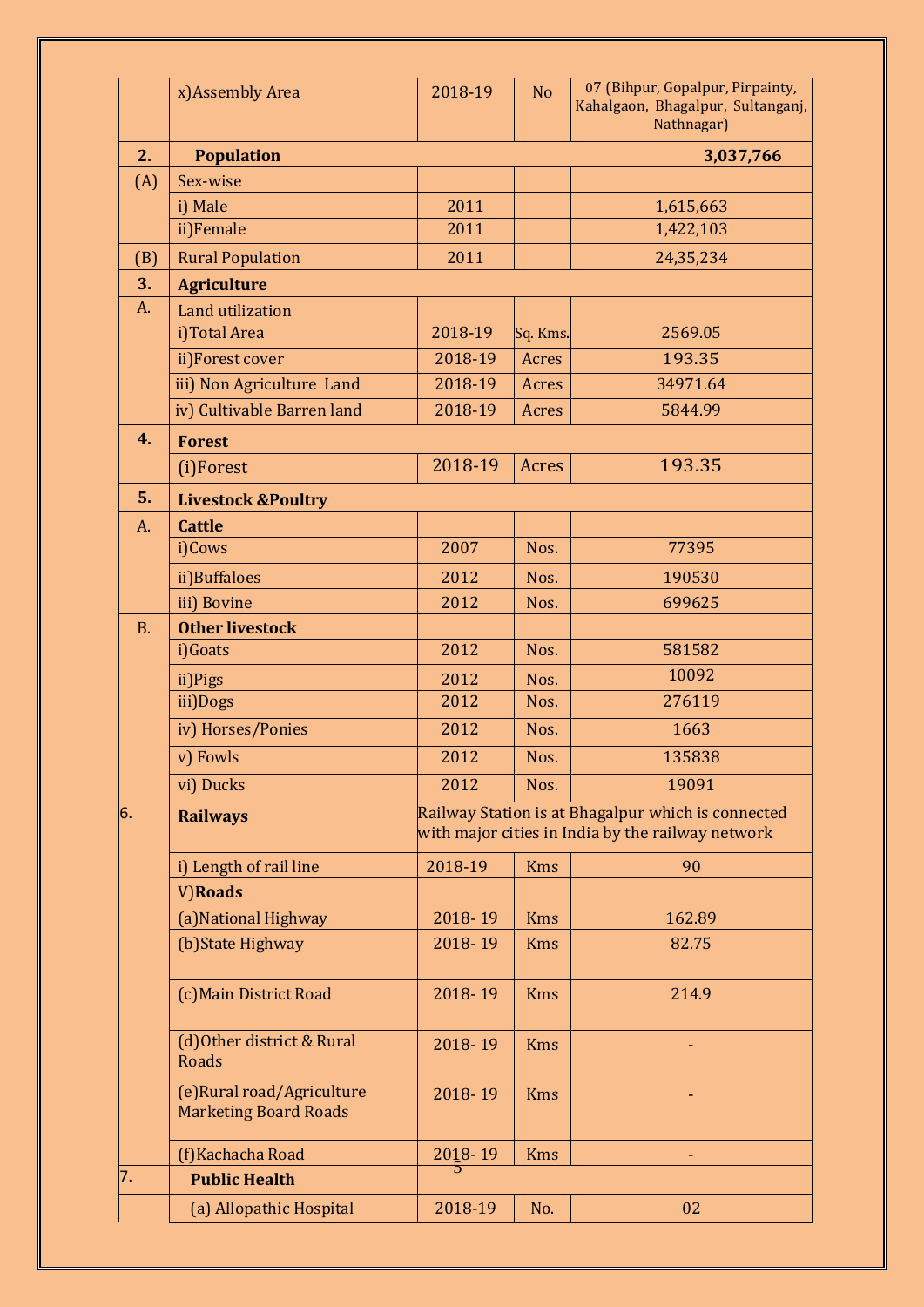| | | | | |
|---|---|---|---|---|
| | x)Assembly Area | 2018-19 | No | 07 (Bihpur, Gopalpur, Pirpainty, Kahalgaon, Bhagalpur, Sultanganj, Nathnagar) |
| **2.** | **Population** | | | **3,037,766** |
| (A) | Sex-wise | | | |
| | i) Male | 2011 | | 1,615,663 |
| | ii)Female | 2011 | | 1,422,103 |
| (B) | Rural Population | 2011 | | 24,35,234 |
| **3.** | **Agriculture** | | | |
| A. | Land utilization | | | |
| | i)Total Area | 2018-19 | Sq. Kms. | 2569.05 |
| | ii)Forest cover | 2018-19 | Acres | 193.35 |
| | iii) Non Agriculture Land | 2018-19 | Acres | 34971.64 |
| | iv) Cultivable Barren land | 2018-19 | Acres | 5844.99 |
| **4.** | **Forest** | | | |
| | (i)Forest | 2018-19 | Acres | 193.35 |
| **5.** | **Livestock &Poultry** | | | |
| A. | **Cattle** | | | |
| | i)Cows | 2007 | Nos. | 77395 |
| | ii)Buffaloes | 2012 | Nos. | 190530 |
| | iii) Bovine | 2012 | Nos. | 699625 |
| B. | **Other livestock** | | | |
| | i)Goats | 2012 | Nos. | 581582 |
| | ii)Pigs | 2012 | Nos. | 10092 |
| | iii)Dogs | 2012 | Nos. | 276119 |
| | iv) Horses/Ponies | 2012 | Nos. | 1663 |
| | v) Fowls | 2012 | Nos. | 135838 |
| | vi) Ducks | 2012 | Nos. | 19091 |
| 6. | **Railways** | Railway Station is at Bhagalpur which is connected with major cities in India by the railway network | | |
| | i) Length of rail line | 2018-19 | Kms | 90 |
| | V)**Roads** | | | |
| | (a)National Highway | 2018- 19 | Kms | 162.89 |
| | (b)State Highway | 2018- 19 | Kms | 82.75 |
| | (c)Main District Road | 2018- 19 | Kms | 214.9 |
| | (d)Other district & Rural Roads | 2018- 19 | Kms | - |
| | (e)Rural road/Agriculture Marketing Board Roads | 2018- 19 | Kms | - |
| | (f)Kachacha Road | 2018- 19 | Kms | - |
| 7. | **Public Health** | | | |
| | (a) Allopathic Hospital | 2018-19 | No. | 02 |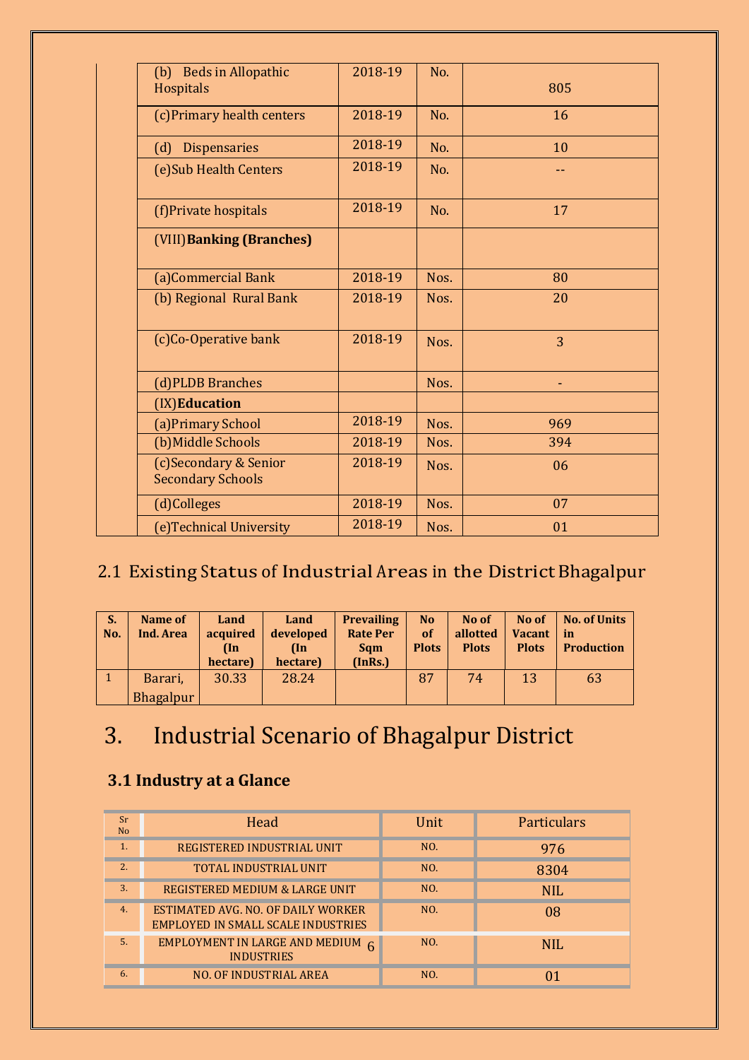| | | | |
|---|---|---|---|
| (b) Beds in Allopathic Hospitals | 2018-19 | No. | 805 |
| (c)Primary health centers | 2018-19 | No. | 16 |
| (d) Dispensaries | 2018-19 | No. | 10 |
| (e)Sub Health Centers | 2018-19 | No. | -- |
| (f)Private hospitals | 2018-19 | No. | 17 |
| (VIII)**Banking (Branches)** | | | |
| (a)Commercial Bank | 2018-19 | Nos. | 80 |
| (b) Regional Rural Bank | 2018-19 | Nos. | 20 |
| (c)Co-Operative bank | 2018-19 | Nos. | 3 |
| (d)PLDB Branches | | Nos. | - |
| (IX)**Education** | | | |
| (a)Primary School | 2018-19 | Nos. | 969 |
| (b)Middle Schools | 2018-19 | Nos. | 394 |
| (c)Secondary & Senior Secondary Schools | 2018-19 | Nos. | 06 |
| (d)Colleges | 2018-19 | Nos. | 07 |
| (e)Technical University | 2018-19 | Nos. | 01 |

## 2.1 Existing Status of Industrial Areas in the District Bhagalpur

| S. No. | Name of Ind. Area | Land acquired (In hectare) | Land developed (In hectare) | Prevailing Rate Per Sqm (InRs.) | No of Plots | No of allotted Plots | No of Vacant Plots | No. of Units in Production |
|---|---|---|---|---|---|---|---|---|
| 1 | Barari, Bhagalpur | 30.33 | 28.24 | | 87 | 74 | 13 | 63 |

# 3. Industrial Scenario of Bhagalpur District

### 3.1 Industry at a Glance

| Sr No | Head | Unit | Particulars |
|---|---|---|---|
| 1. | REGISTERED INDUSTRIAL UNIT | NO. | 976 |
| 2. | TOTAL INDUSTRIAL UNIT | NO. | 8304 |
| 3. | REGISTERED MEDIUM & LARGE UNIT | NO. | NIL |
| 4. | ESTIMATED AVG. NO. OF DAILY WORKER EMPLOYED IN SMALL SCALE INDUSTRIES | NO. | 08 |
| 5. | EMPLOYMENT IN LARGE AND MEDIUM INDUSTRIES | NO. | NIL |
| 6. | NO. OF INDUSTRIAL AREA | NO. | 01 |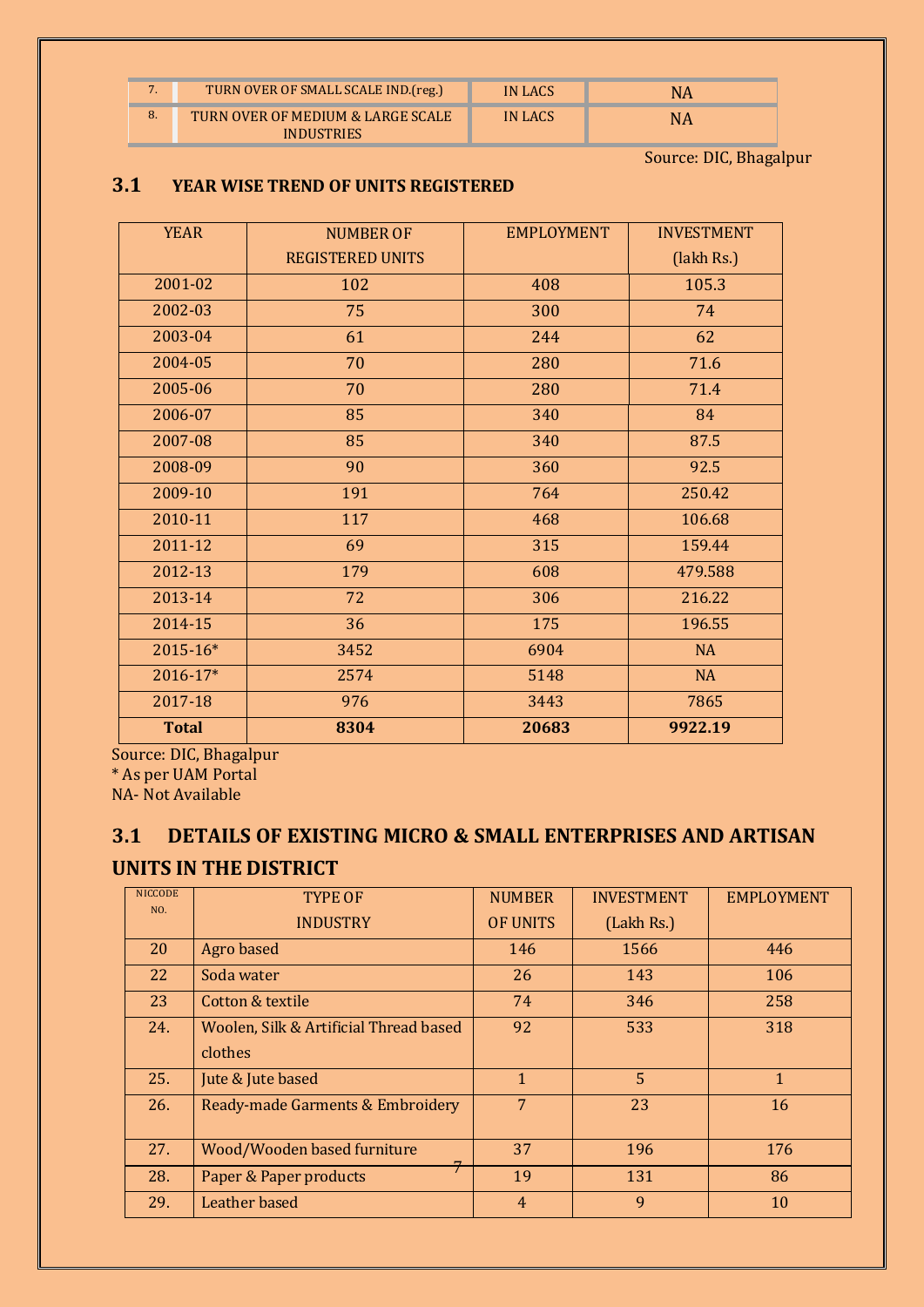| 7. | TURN OVER OF SMALL SCALE IND.(reg.) | IN LACS | NA |
|---|---|---|---|
| 8. | TURN OVER OF MEDIUM & LARGE SCALE INDUSTRIES | IN LACS | NA |

Source: DIC, Bhagalpur

## 3.1 YEAR WISE TREND OF UNITS REGISTERED

| YEAR | NUMBER OF REGISTERED UNITS | EMPLOYMENT | INVESTMENT (lakh Rs.) |
|---|---|---|---|
| 2001-02 | 102 | 408 | 105.3 |
| 2002-03 | 75 | 300 | 74 |
| 2003-04 | 61 | 244 | 62 |
| 2004-05 | 70 | 280 | 71.6 |
| 2005-06 | 70 | 280 | 71.4 |
| 2006-07 | 85 | 340 | 84 |
| 2007-08 | 85 | 340 | 87.5 |
| 2008-09 | 90 | 360 | 92.5 |
| 2009-10 | 191 | 764 | 250.42 |
| 2010-11 | 117 | 468 | 106.68 |
| 2011-12 | 69 | 315 | 159.44 |
| 2012-13 | 179 | 608 | 479.588 |
| 2013-14 | 72 | 306 | 216.22 |
| 2014-15 | 36 | 175 | 196.55 |
| 2015-16* | 3452 | 6904 | NA |
| 2016-17* | 2574 | 5148 | NA |
| 2017-18 | 976 | 3443 | 7865 |
| **Total** | **8304** | **20683** | **9922.19** |

Source: DIC, Bhagalpur
* As per UAM Portal
NA- Not Available

## 3.1 DETAILS OF EXISTING MICRO & SMALL ENTERPRISES AND ARTISAN UNITS IN THE DISTRICT

| NICCODE NO. | TYPE OF INDUSTRY | NUMBER OF UNITS | INVESTMENT (Lakh Rs.) | EMPLOYMENT |
|---|---|---|---|---|
| 20 | Agro based | 146 | 1566 | 446 |
| 22 | Soda water | 26 | 143 | 106 |
| 23 | Cotton & textile | 74 | 346 | 258 |
| 24. | Woolen, Silk & Artificial Thread based clothes | 92 | 533 | 318 |
| 25. | Jute & Jute based | 1 | 5 | 1 |
| 26. | Ready-made Garments & Embroidery | 7 | 23 | 16 |
| 27. | Wood/Wooden based furniture | 37 | 196 | 176 |
| 28. | Paper & Paper products | 19 | 131 | 86 |
| 29. | Leather based | 4 | 9 | 10 |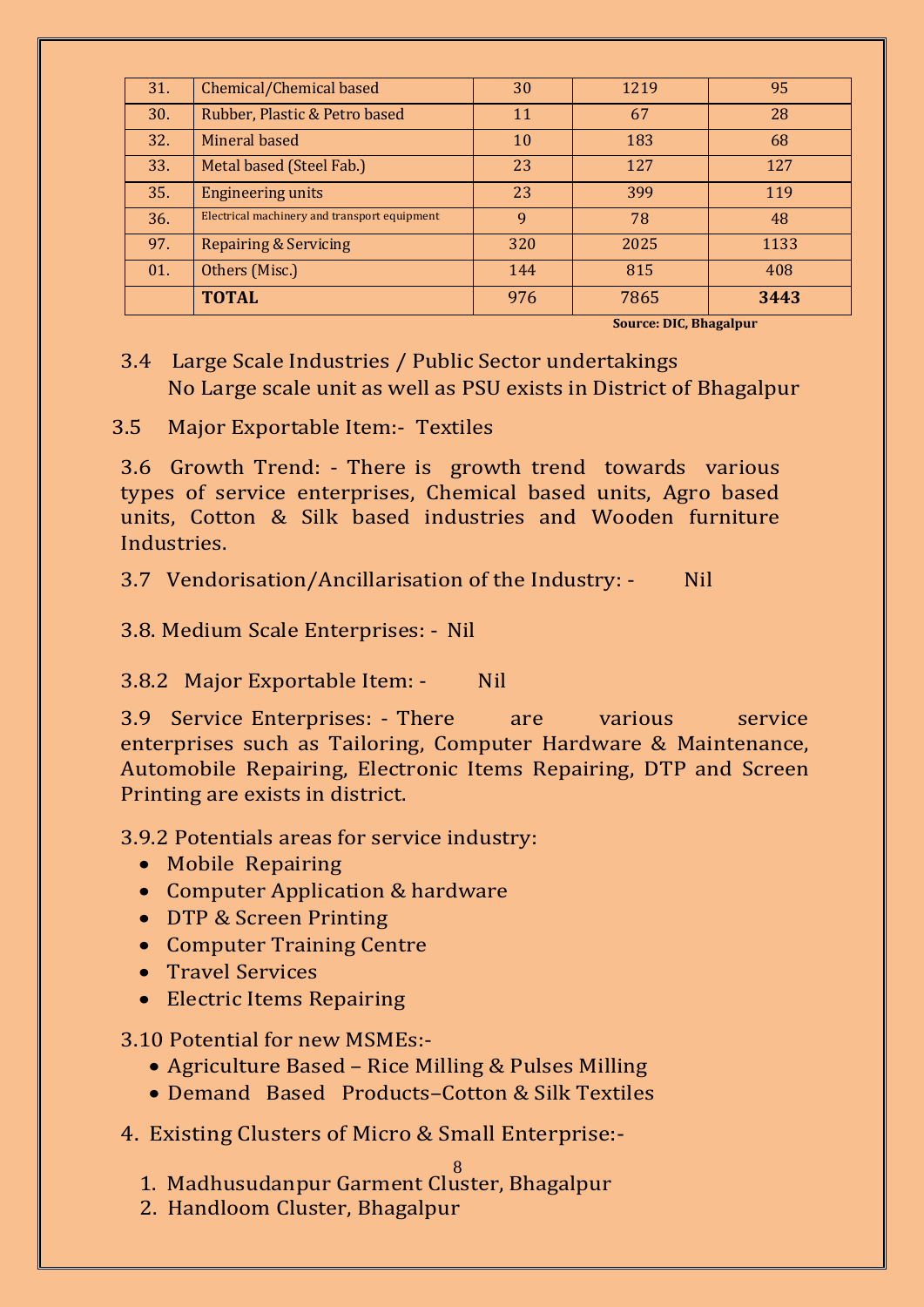| 31. | Chemical/Chemical based | 30 | 1219 | 95 |
|---|---|---|---|---|
| 30. | Rubber, Plastic & Petro based | 11 | 67 | 28 |
| 32. | Mineral based | 10 | 183 | 68 |
| 33. | Metal based (Steel Fab.) | 23 | 127 | 127 |
| 35. | Engineering units | 23 | 399 | 119 |
| 36. | Electrical machinery and transport equipment | 9 | 78 | 48 |
| 97. | Repairing & Servicing | 320 | 2025 | 1133 |
| 01. | Others (Misc.) | 144 | 815 | 408 |
| | **TOTAL** | 976 | 7865 | **3443** |

**Source: DIC, Bhagalpur**

3.4 Large Scale Industries / Public Sector undertakings
No Large scale unit as well as PSU exists in District of Bhagalpur

3.5 Major Exportable Item:- Textiles

3.6 Growth Trend: - There is growth trend towards various types of service enterprises, Chemical based units, Agro based units, Cotton & Silk based industries and Wooden furniture Industries.

3.7 Vendorisation/Ancillarisation of the Industry: - Nil

3.8. Medium Scale Enterprises: - Nil

3.8.2 Major Exportable Item: - Nil

3.9 Service Enterprises: - There are various service enterprises such as Tailoring, Computer Hardware & Maintenance, Automobile Repairing, Electronic Items Repairing, DTP and Screen Printing are exists in district.

3.9.2 Potentials areas for service industry:

- Mobile Repairing
- Computer Application & hardware
- DTP & Screen Printing
- Computer Training Centre
- Travel Services
- Electric Items Repairing

3.10 Potential for new MSMEs:-

- Agriculture Based – Rice Milling & Pulses Milling
- Demand Based Products–Cotton & Silk Textiles

4. Existing Clusters of Micro & Small Enterprise:-

1. Madhusudanpur Garment Cluster, Bhagalpur
2. Handloom Cluster, Bhagalpur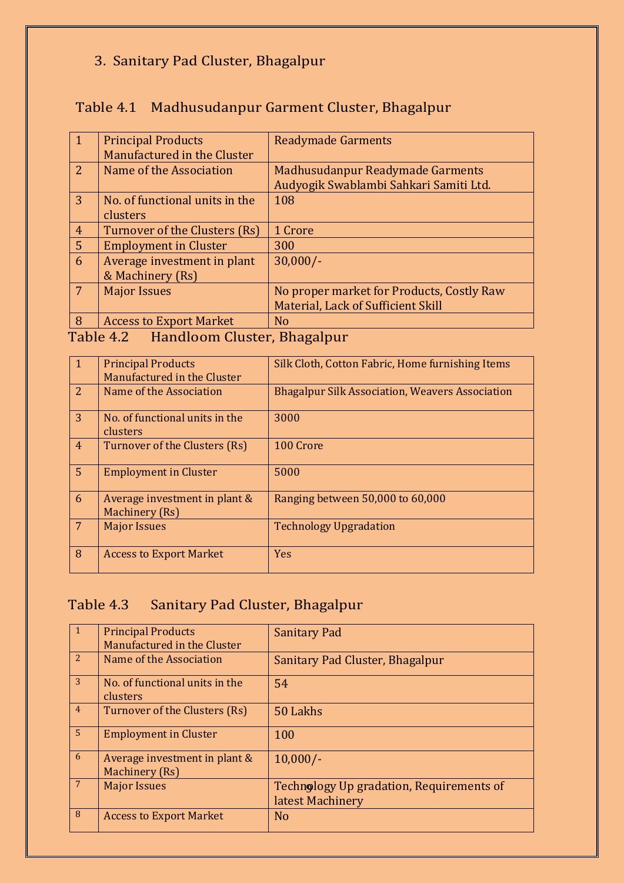3. Sanitary Pad Cluster, Bhagalpur

## Table 4.1 Madhusudanpur Garment Cluster, Bhagalpur

| | | |
|---|---|---|
| 1 | Principal Products Manufactured in the Cluster | Readymade Garments |
| 2 | Name of the Association | Madhusudanpur Readymade Garments Audyogik Swablambi Sahkari Samiti Ltd. |
| 3 | No. of functional units in the clusters | 108 |
| 4 | Turnover of the Clusters (Rs) | 1 Crore |
| 5 | Employment in Cluster | 300 |
| 6 | Average investment in plant & Machinery (Rs) | 30,000/- |
| 7 | Major Issues | No proper market for Products, Costly Raw Material, Lack of Sufficient Skill |
| 8 | Access to Export Market | No |

## Table 4.2 Handloom Cluster, Bhagalpur

| | | |
|---|---|---|
| 1 | Principal Products Manufactured in the Cluster | Silk Cloth, Cotton Fabric, Home furnishing Items |
| 2 | Name of the Association | Bhagalpur Silk Association, Weavers Association |
| 3 | No. of functional units in the clusters | 3000 |
| 4 | Turnover of the Clusters (Rs) | 100 Crore |
| 5 | Employment in Cluster | 5000 |
| 6 | Average investment in plant & Machinery (Rs) | Ranging between 50,000 to 60,000 |
| 7 | Major Issues | Technology Upgradation |
| 8 | Access to Export Market | Yes |

## Table 4.3 Sanitary Pad Cluster, Bhagalpur

| | | |
|---|---|---|
| 1 | Principal Products Manufactured in the Cluster | Sanitary Pad |
| 2 | Name of the Association | Sanitary Pad Cluster, Bhagalpur |
| 3 | No. of functional units in the clusters | 54 |
| 4 | Turnover of the Clusters (Rs) | 50 Lakhs |
| 5 | Employment in Cluster | 100 |
| 6 | Average investment in plant & Machinery (Rs) | 10,000/- |
| 7 | Major Issues | Technology Up gradation, Requirements of latest Machinery |
| 8 | Access to Export Market | No |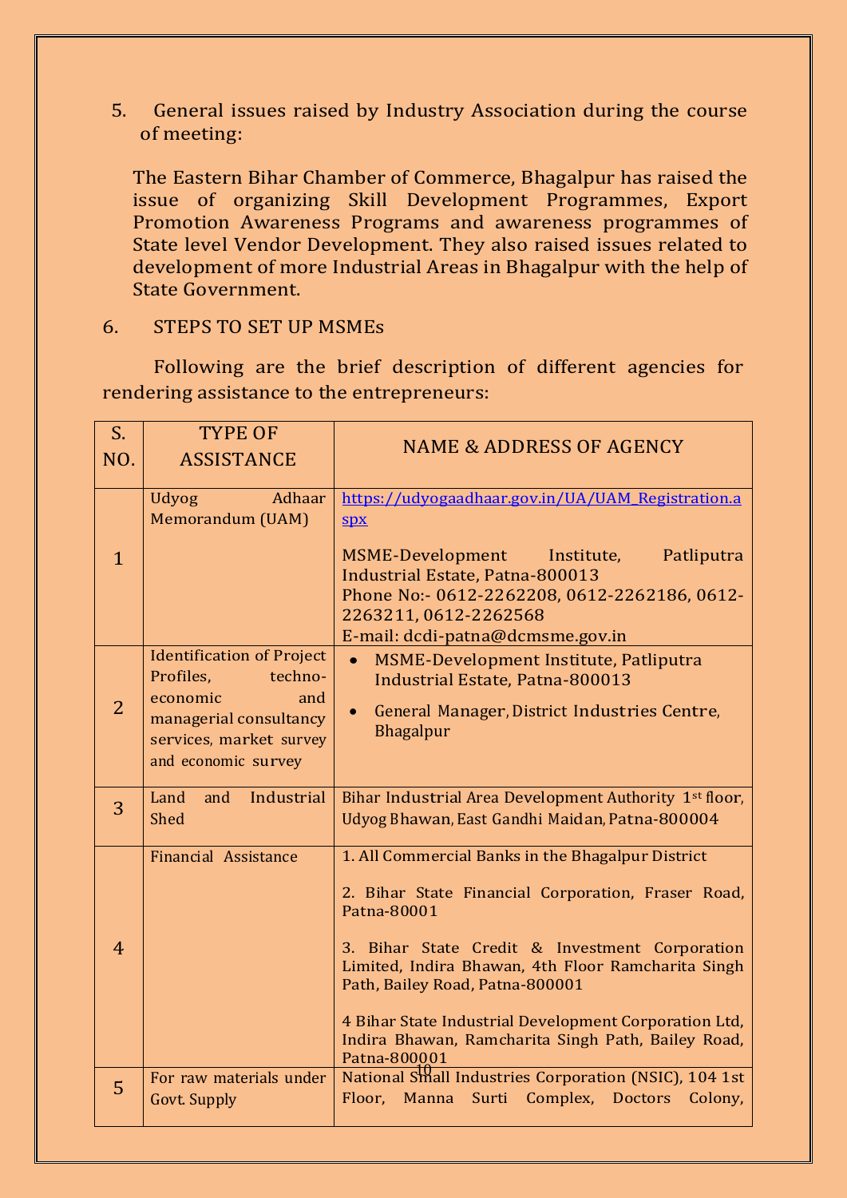5. General issues raised by Industry Association during the course of meeting:

The Eastern Bihar Chamber of Commerce, Bhagalpur has raised the issue of organizing Skill Development Programmes, Export Promotion Awareness Programs and awareness programmes of State level Vendor Development. They also raised issues related to development of more Industrial Areas in Bhagalpur with the help of State Government.

6. STEPS TO SET UP MSMEs

Following are the brief description of different agencies for rendering assistance to the entrepreneurs:

| S. NO. | TYPE OF ASSISTANCE | NAME & ADDRESS OF AGENCY |
|---|---|---|
| 1 | Udyog Adhaar Memorandum (UAM) | https://udyogaadhaar.gov.in/UA/UAM_Registration.aspx<br><br>MSME-Development Institute, Patliputra Industrial Estate, Patna-800013<br>Phone No:- 0612-2262208, 0612-2262186, 0612-2263211, 0612-2262568<br>E-mail: dcdi-patna@dcmsme.gov.in |
| 2 | Identification of Project Profiles, techno-economic and managerial consultancy services, market survey and economic survey | • MSME-Development Institute, Patliputra Industrial Estate, Patna-800013<br>• General Manager, District Industries Centre, Bhagalpur |
| 3 | Land and Industrial Shed | Bihar Industrial Area Development Authority 1st floor, Udyog Bhawan, East Gandhi Maidan, Patna-800004 |
| 4 | Financial Assistance | 1. All Commercial Banks in the Bhagalpur District<br><br>2. Bihar State Financial Corporation, Fraser Road, Patna-80001<br><br>3. Bihar State Credit & Investment Corporation Limited, Indira Bhawan, 4th Floor Ramcharita Singh Path, Bailey Road, Patna-800001<br><br>4 Bihar State Industrial Development Corporation Ltd, Indira Bhawan, Ramcharita Singh Path, Bailey Road, Patna-800001 |
| 5 | For raw materials under Govt. Supply | National Small Industries Corporation (NSIC), 104 1st Floor, Manna Surti Complex, Doctors Colony, |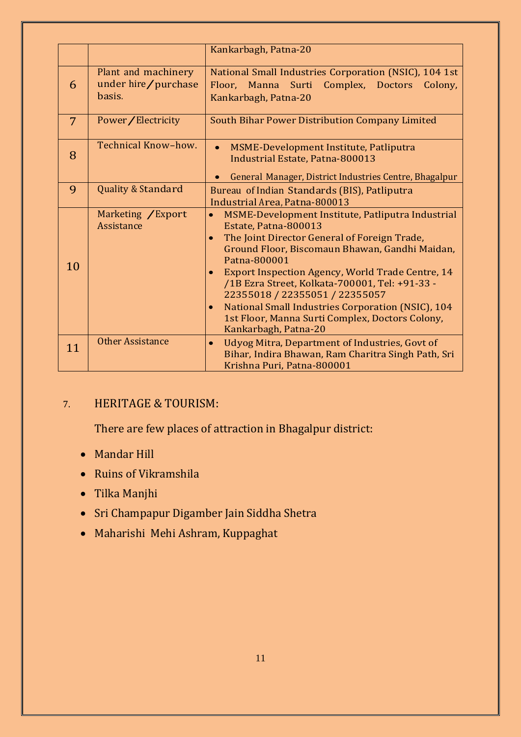| | | |
|---|---|---|
| | | Kankarbagh, Patna-20 |
| 6 | Plant and machinery under hire/purchase basis. | National Small Industries Corporation (NSIC), 104 1st Floor, Manna Surti Complex, Doctors Colony, Kankarbagh, Patna-20 |
| 7 | Power/Electricity | South Bihar Power Distribution Company Limited |
| 8 | Technical Know–how. | • MSME-Development Institute, Patliputra Industrial Estate, Patna-800013<br>• General Manager, District Industries Centre, Bhagalpur |
| 9 | Quality & Standard | Bureau of Indian Standards (BIS), Patliputra Industrial Area, Patna-800013 |
| 10 | Marketing /Export Assistance | • MSME-Development Institute, Patliputra Industrial Estate, Patna-800013<br>• The Joint Director General of Foreign Trade, Ground Floor, Biscomaun Bhawan, Gandhi Maidan, Patna-800001<br>• Export Inspection Agency, World Trade Centre, 14 /1B Ezra Street, Kolkata-700001, Tel: +91-33 -22355018 / 22355051 / 22355057<br>• National Small Industries Corporation (NSIC), 104 1st Floor, Manna Surti Complex, Doctors Colony, Kankarbagh, Patna-20 |
| 11 | Other Assistance | • Udyog Mitra, Department of Industries, Govt of Bihar, Indira Bhawan, Ram Charitra Singh Path, Sri Krishna Puri, Patna-800001 |

## 7. HERITAGE & TOURISM:

There are few places of attraction in Bhagalpur district:

- Mandar Hill
- Ruins of Vikramshila
- Tilka Manjhi
- Sri Champapur Digamber Jain Siddha Shetra
- Maharishi Mehi Ashram, Kuppaghat